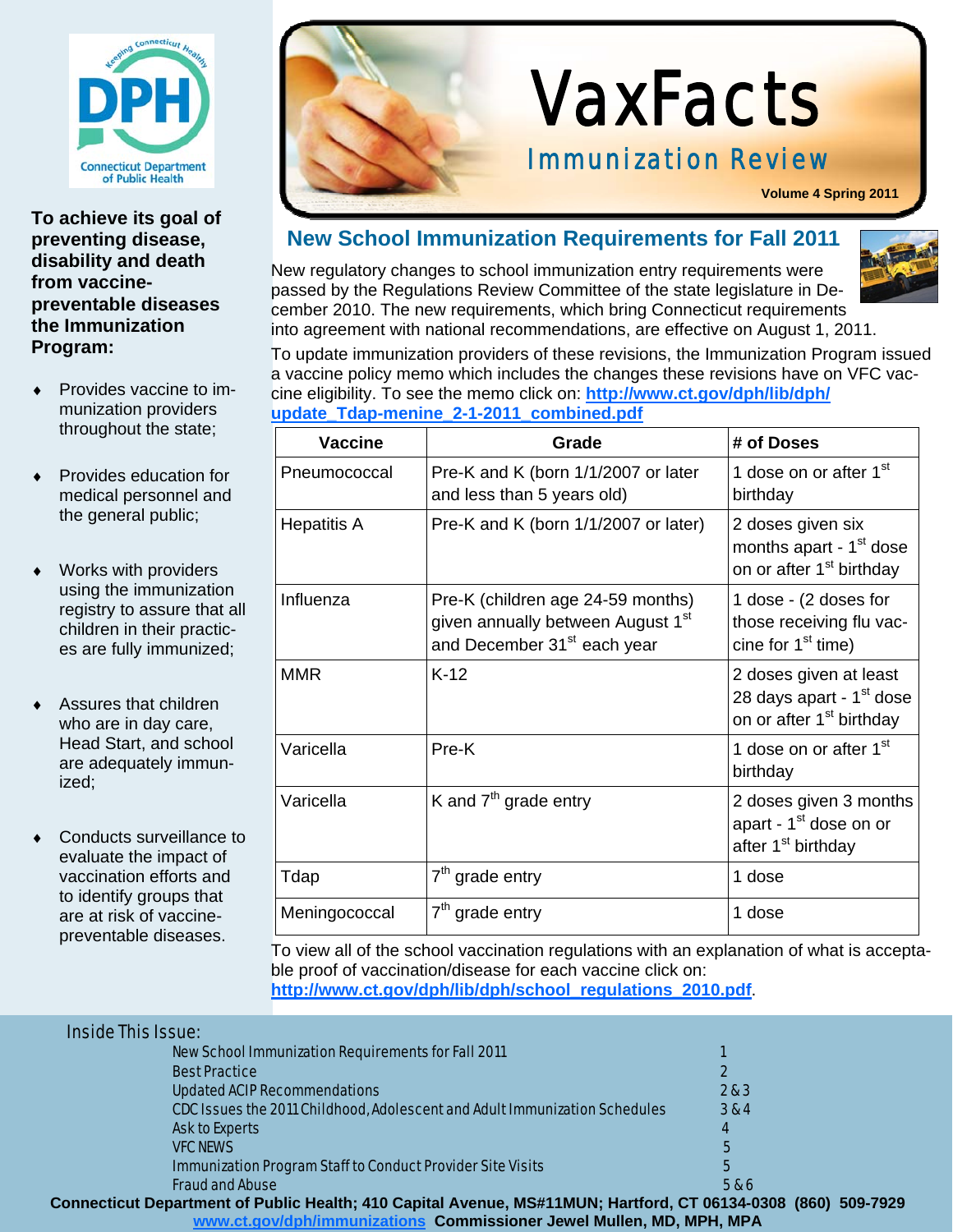# VaxFacts

## Immunization Review

Volume 4 Spring 2011

**To achieve its goal of preventing disease, disability and death from vaccine-preventable diseases the Immunization Program:**

- Provides vaccine to immunization providers throughout the state;
- Provides education for medical personnel and the general public;
- Works with providers using the immunization registry to assure that all children in their practices are fully immunized;
- Assures that children who are in day care, Head Start, and school are adequately immunized;
- Conducts surveillance to evaluate the impact of vaccination efforts and to identify groups that are at risk of vaccine-preventable diseases.

## New School Immunization Requirements for Fall 2011

New regulatory changes to school immunization entry requirements were passed by the Regulations Review Committee of the state legislature in December 2010. The new requirements, which bring Connecticut requirements into agreement with national recommendations, are effective on August 1, 2011.

To update immunization providers of these revisions, the Immunization Program issued a vaccine policy memo which includes the changes these revisions have on VFC vaccine eligibility. To see the memo click on: **http://www.ct.gov/dph/lib/dph/update_Tdap-menine_2-1-2011_combined.pdf**

| Vaccine | Grade | # of Doses |
|---|---|---|
| Pneumococcal | Pre-K and K (born 1/1/2007 or later and less than 5 years old) | 1 dose on or after 1st birthday |
| Hepatitis A | Pre-K and K (born 1/1/2007 or later) | 2 doses given six months apart - 1st dose on or after 1st birthday |
| Influenza | Pre-K (children age 24-59 months) given annually between August 1st and December 31st each year | 1 dose - (2 doses for those receiving flu vaccine for 1st time) |
| MMR | K-12 | 2 doses given at least 28 days apart - 1st dose on or after 1st birthday |
| Varicella | Pre-K | 1 dose on or after 1st birthday |
| Varicella | K and 7th grade entry | 2 doses given 3 months apart - 1st dose on or after 1st birthday |
| Tdap | 7th grade entry | 1 dose |
| Meningococcal | 7th grade entry | 1 dose |

To view all of the school vaccination regulations with an explanation of what is acceptable proof of vaccination/disease for each vaccine click on: **http://www.ct.gov/dph/lib/dph/school_regulations_2010.pdf**.

### Inside This Issue:

| | |
|---|---|
| New School Immunization Requirements for Fall 2011 | 1 |
| Best Practice | 2 |
| Updated ACIP Recommendations | 2 & 3 |
| CDC Issues the 2011 Childhood, Adolescent and Adult Immunization Schedules | 3 & 4 |
| Ask to Experts | 4 |
| VFC NEWS | 5 |
| Immunization Program Staff to Conduct Provider Site Visits | 5 |
| Fraud and Abuse | 5 & 6 |

**Connecticut Department of Public Health; 410 Capital Avenue, MS#11MUN; Hartford, CT 06134-0308 (860) 509-7929**
**www.ct.gov/dph/immunizations Commissioner Jewel Mullen, MD, MPH, MPA**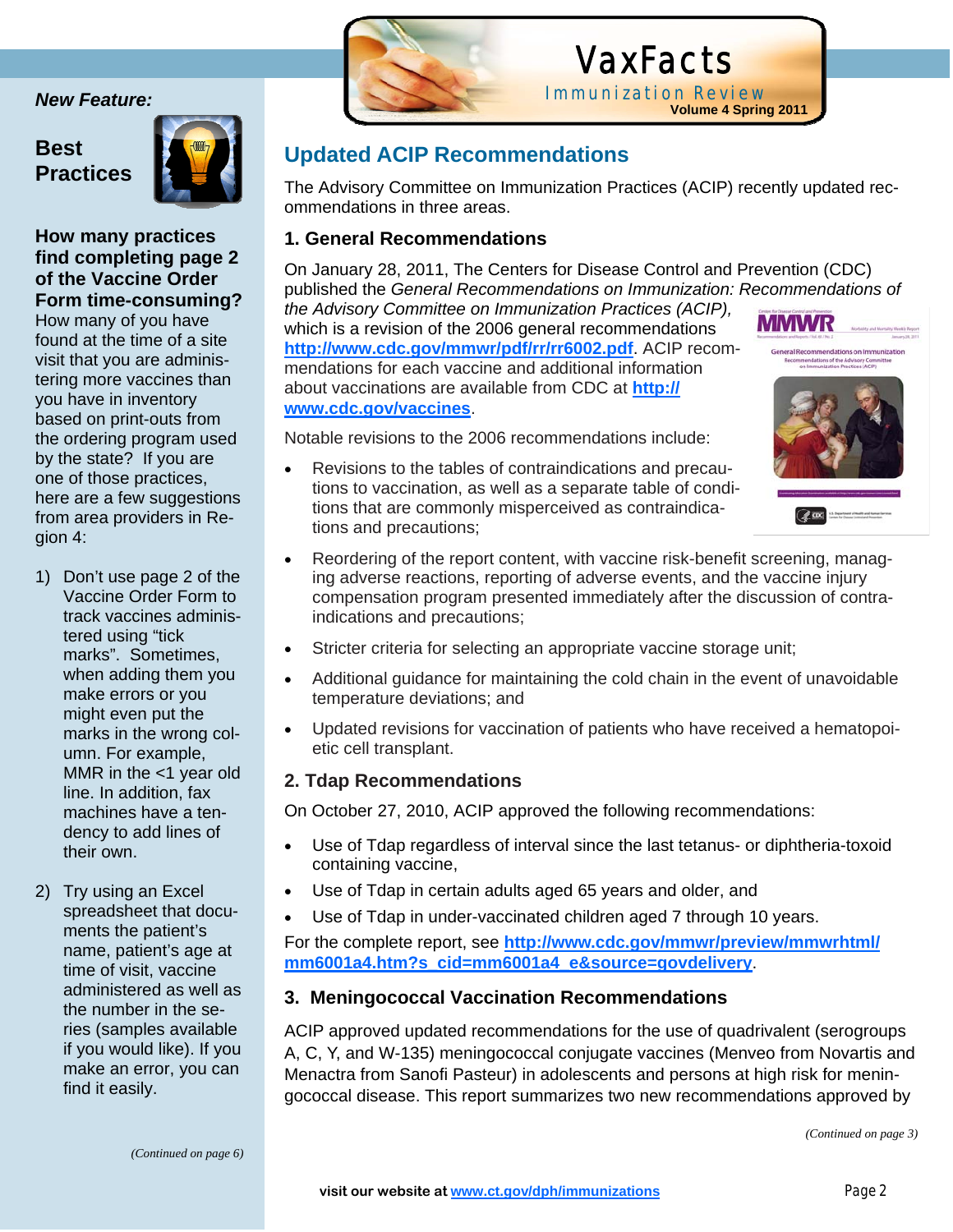## Updated ACIP Recommendations

The Advisory Committee on Immunization Practices (ACIP) recently updated recommendations in three areas.

### 1. General Recommendations

On January 28, 2011, The Centers for Disease Control and Prevention (CDC) published the *General Recommendations on Immunization: Recommendations of the Advisory Committee on Immunization Practices (ACIP),* which is a revision of the 2006 general recommendations **http://www.cdc.gov/mmwr/pdf/rr/rr6002.pdf**. ACIP recommendations for each vaccine and additional information about vaccinations are available from CDC at **http://www.cdc.gov/vaccines**.

Notable revisions to the 2006 recommendations include:

- Revisions to the tables of contraindications and precautions to vaccination, as well as a separate table of conditions that are commonly misperceived as contraindications and precautions;
- Reordering of the report content, with vaccine risk-benefit screening, managing adverse reactions, reporting of adverse events, and the vaccine injury compensation program presented immediately after the discussion of contraindications and precautions;
- Stricter criteria for selecting an appropriate vaccine storage unit;
- Additional guidance for maintaining the cold chain in the event of unavoidable temperature deviations; and
- Updated revisions for vaccination of patients who have received a hematopoietic cell transplant.

### 2. Tdap Recommendations

On October 27, 2010, ACIP approved the following recommendations:

- Use of Tdap regardless of interval since the last tetanus- or diphtheria-toxoid containing vaccine,
- Use of Tdap in certain adults aged 65 years and older, and
- Use of Tdap in under-vaccinated children aged 7 through 10 years.

For the complete report, see **http://www.cdc.gov/mmwr/preview/mmwrhtml/mm6001a4.htm?s_cid=mm6001a4_e&source=govdelivery**.

### 3. Meningococcal Vaccination Recommendations

ACIP approved updated recommendations for the use of quadrivalent (serogroups A, C, Y, and W-135) meningococcal conjugate vaccines (Menveo from Novartis and Menactra from Sanofi Pasteur) in adolescents and persons at high risk for meningococcal disease. This report summarizes two new recommendations approved by

*(Continued on page 3)*

*New Feature:*

## Best Practices

**How many practices find completing page 2 of the Vaccine Order Form time-consuming?** How many of you have found at the time of a site visit that you are administering more vaccines than you have in inventory based on print-outs from the ordering program used by the state? If you are one of those practices, here are a few suggestions from area providers in Region 4:

1) Don't use page 2 of the Vaccine Order Form to track vaccines administered using "tick marks". Sometimes, when adding them you make errors or you might even put the marks in the wrong column. For example, MMR in the <1 year old line. In addition, fax machines have a tendency to add lines of their own.

2) Try using an Excel spreadsheet that documents the patient's name, patient's age at time of visit, vaccine administered as well as the number in the series (samples available if you would like). If you make an error, you can find it easily.

*(Continued on page 6)*

visit our website at www.ct.gov/dph/immunizations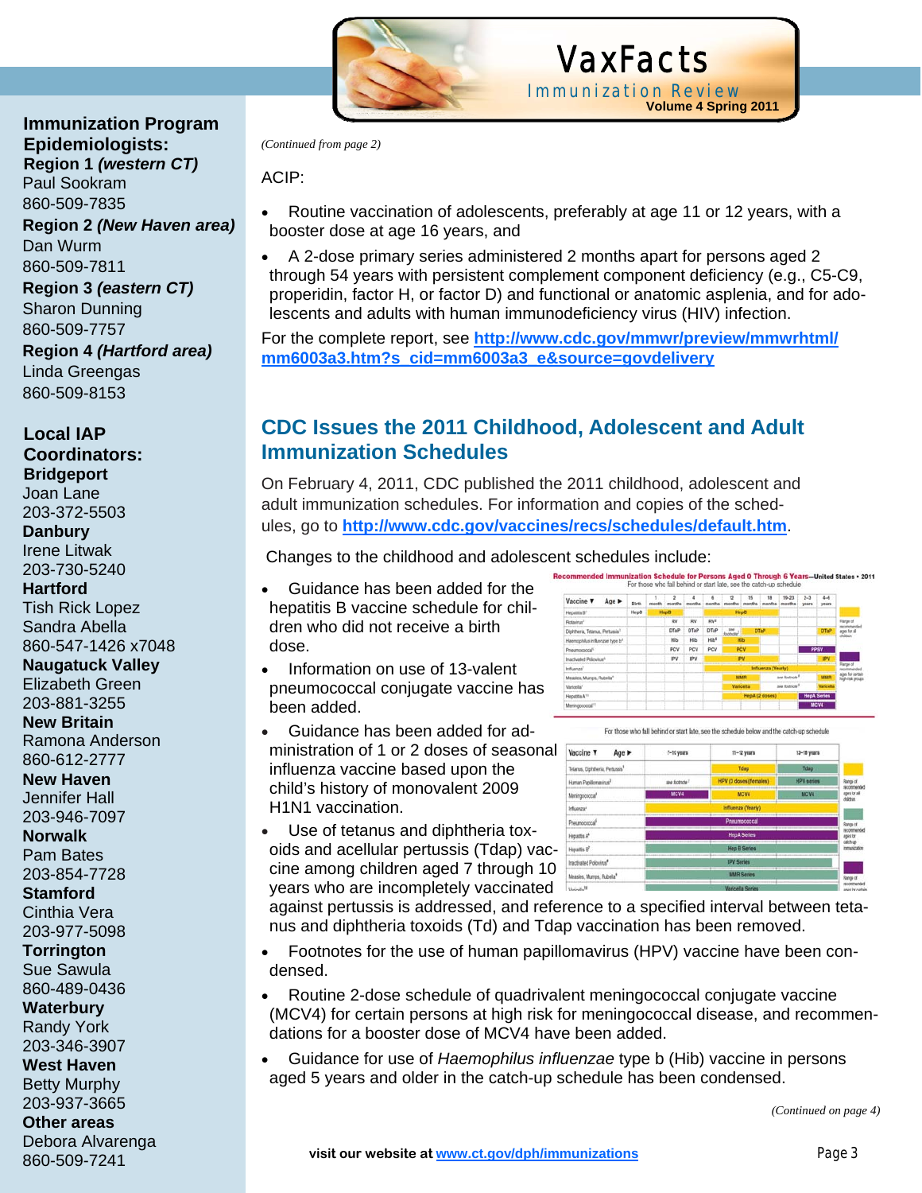## Immunization Program Epidemiologists:

**Region 1 *(western CT)***
Paul Sookram
860-509-7835

**Region 2 *(New Haven area)***
Dan Wurm
860-509-7811

**Region 3 *(eastern CT)***
Sharon Dunning
860-509-7757

**Region 4 *(Hartford area)***
Linda Greengas
860-509-8153

## Local IAP Coordinators:

**Bridgeport**
Joan Lane
203-372-5503

**Danbury**
Irene Litwak
203-730-5240

**Hartford**
Tish Rick Lopez
Sandra Abella
860-547-1426 x7048

**Naugatuck Valley**
Elizabeth Green
203-881-3255

**New Britain**
Ramona Anderson
860-612-2777

**New Haven**
Jennifer Hall
203-946-7097

**Norwalk**
Pam Bates
203-854-7728

**Stamford**
Cinthia Vera
203-977-5098

**Torrington**
Sue Sawula
860-489-0436

**Waterbury**
Randy York
203-346-3907

**West Haven**
Betty Murphy
203-937-3665

**Other areas**
Debora Alvarenga
860-509-7241

*(Continued from page 2)*

ACIP:

- Routine vaccination of adolescents, preferably at age 11 or 12 years, with a booster dose at age 16 years, and
- A 2-dose primary series administered 2 months apart for persons aged 2 through 54 years with persistent complement component deficiency (e.g., C5-C9, properidin, factor H, or factor D) and functional or anatomic asplenia, and for adolescents and adults with human immunodeficiency virus (HIV) infection.

For the complete report, see **http://www.cdc.gov/mmwr/preview/mmwrhtml/mm6003a3.htm?s_cid=mm6003a3_e&source=govdelivery**

## CDC Issues the 2011 Childhood, Adolescent and Adult Immunization Schedules

On February 4, 2011, CDC published the 2011 childhood, adolescent and adult immunization schedules. For information and copies of the schedules, go to **http://www.cdc.gov/vaccines/recs/schedules/default.htm**.

Changes to the childhood and adolescent schedules include:

- Guidance has been added for the hepatitis B vaccine schedule for children who did not receive a birth dose.
- Information on use of 13-valent pneumococcal conjugate vaccine has been added.
- Guidance has been added for administration of 1 or 2 doses of seasonal influenza vaccine based upon the child's history of monovalent 2009 H1N1 vaccination.
- Use of tetanus and diphtheria toxoids and acellular pertussis (Tdap) vaccine among children aged 7 through 10 years who are incompletely vaccinated against pertussis is addressed, and reference to a specified interval between tetanus and diphtheria toxoids (Td) and Tdap vaccination has been removed.
- Footnotes for the use of human papillomavirus (HPV) vaccine have been condensed.
- Routine 2-dose schedule of quadrivalent meningococcal conjugate vaccine (MCV4) for certain persons at high risk for meningococcal disease, and recommendations for a booster dose of MCV4 have been added.
- Guidance for use of *Haemophilus influenzae* type b (Hib) vaccine in persons aged 5 years and older in the catch-up schedule has been condensed.

*(Continued on page 4)*

visit our website at www.ct.gov/dph/immunizations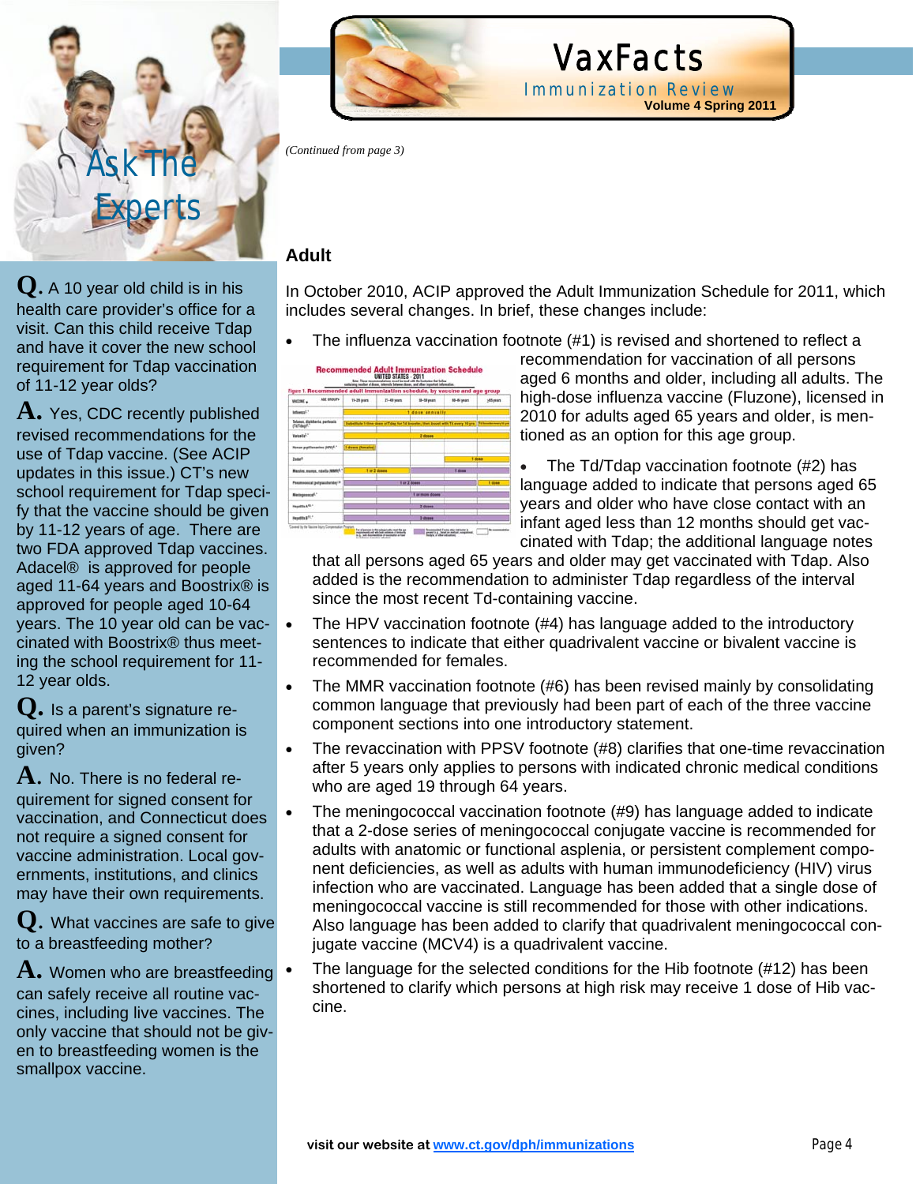## Ask The Experts

**Q.** A 10 year old child is in his health care provider's office for a visit. Can this child receive Tdap and have it cover the new school requirement for Tdap vaccination of 11-12 year olds?

**A.** Yes, CDC recently published revised recommendations for the use of Tdap vaccine. (See ACIP updates in this issue.) CT's new school requirement for Tdap specify that the vaccine should be given by 11-12 years of age. There are two FDA approved Tdap vaccines. Adacel® is approved for people aged 11-64 years and Boostrix® is approved for people aged 10-64 years. The 10 year old can be vaccinated with Boostrix® thus meeting the school requirement for 11-12 year olds.

**Q.** Is a parent's signature required when an immunization is given?

**A.** No. There is no federal requirement for signed consent for vaccination, and Connecticut does not require a signed consent for vaccine administration. Local governments, institutions, and clinics may have their own requirements.

**Q.** What vaccines are safe to give to a breastfeeding mother?

**A.** Women who are breastfeeding can safely receive all routine vaccines, including live vaccines. The only vaccine that should not be given to breastfeeding women is the smallpox vaccine.

*(Continued from page 3)*

### Adult

In October 2010, ACIP approved the Adult Immunization Schedule for 2011, which includes several changes. In brief, these changes include:

- The influenza vaccination footnote (#1) is revised and shortened to reflect a recommendation for vaccination of all persons aged 6 months and older, including all adults. The high-dose influenza vaccine (Fluzone), licensed in 2010 for adults aged 65 years and older, is mentioned as an option for this age group.
- The Td/Tdap vaccination footnote (#2) has language added to indicate that persons aged 65 years and older who have close contact with an infant aged less than 12 months should get vaccinated with Tdap; the additional language notes that all persons aged 65 years and older may get vaccinated with Tdap. Also added is the recommendation to administer Tdap regardless of the interval since the most recent Td-containing vaccine.
- The HPV vaccination footnote (#4) has language added to the introductory sentences to indicate that either quadrivalent vaccine or bivalent vaccine is recommended for females.
- The MMR vaccination footnote (#6) has been revised mainly by consolidating common language that previously had been part of each of the three vaccine component sections into one introductory statement.
- The revaccination with PPSV footnote (#8) clarifies that one-time revaccination after 5 years only applies to persons with indicated chronic medical conditions who are aged 19 through 64 years.
- The meningococcal vaccination footnote (#9) has language added to indicate that a 2-dose series of meningococcal conjugate vaccine is recommended for adults with anatomic or functional asplenia, or persistent complement component deficiencies, as well as adults with human immunodeficiency (HIV) virus infection who are vaccinated. Language has been added that a single dose of meningococcal vaccine is still recommended for those with other indications. Also language has been added to clarify that quadrivalent meningococcal conjugate vaccine (MCV4) is a quadrivalent vaccine.
- The language for the selected conditions for the Hib footnote (#12) has been shortened to clarify which persons at high risk may receive 1 dose of Hib vaccine.

**visit our website at [www.ct.gov/dph/immunizations](http://www.ct.gov/dph/immunizations)**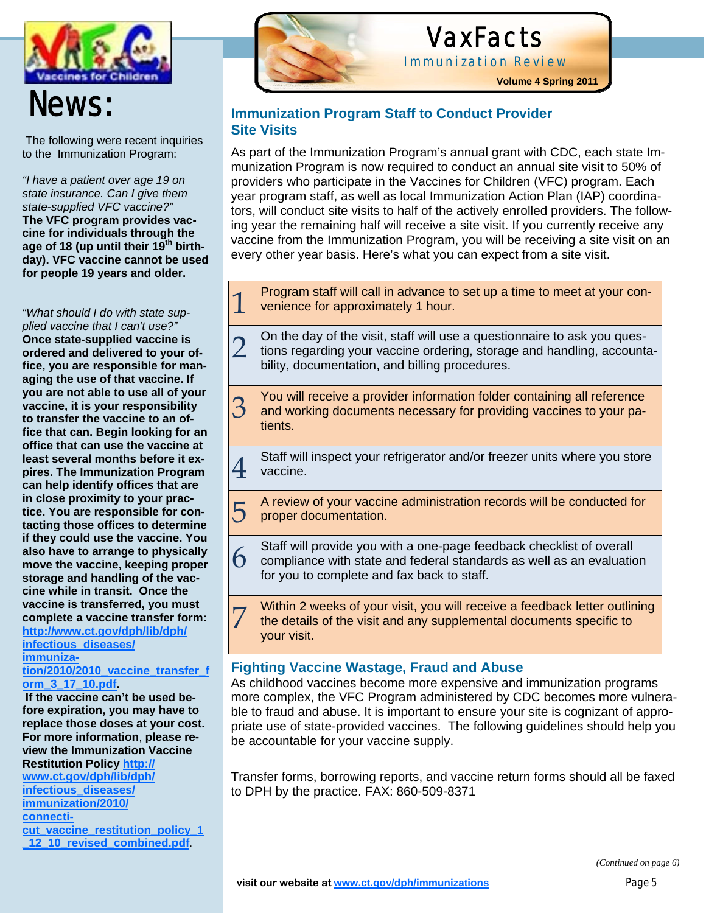# News:

The following were recent inquiries to the Immunization Program:

*"I have a patient over age 19 on state insurance. Can I give them state-supplied VFC vaccine?"*
**The VFC program provides vaccine for individuals through the age of 18 (up until their 19th birthday). VFC vaccine cannot be used for people 19 years and older.**

*"What should I do with state supplied vaccine that I can't use?"*
**Once state-supplied vaccine is ordered and delivered to your office, you are responsible for managing the use of that vaccine. If you are not able to use all of your vaccine, it is your responsibility to transfer the vaccine to an office that can. Begin looking for an office that can use the vaccine at least several months before it expires. The Immunization Program can help identify offices that are in close proximity to your practice. You are responsible for contacting those offices to determine if they could use the vaccine. You also have to arrange to physically move the vaccine, keeping proper storage and handling of the vaccine while in transit. Once the vaccine is transferred, you must complete a vaccine transfer form: [http://www.ct.gov/dph/lib/dph/infectious_diseases/immunization/2010/2010_vaccine_transfer_form_3_17_10.pdf](http://www.ct.gov/dph/lib/dph/infectious_diseases/immunization/2010/2010_vaccine_transfer_form_3_17_10.pdf).**
**If the vaccine can't be used before expiration, you may have to replace those doses at your cost. For more information, please review the Immunization Vaccine Restitution Policy [http://www.ct.gov/dph/lib/dph/infectious_diseases/immunization/2010/connecticut_vaccine_restitution_policy_1_12_10_revised_combined.pdf](http://www.ct.gov/dph/lib/dph/infectious_diseases/immunization/2010/connecticut_vaccine_restitution_policy_1_12_10_revised_combined.pdf).**

## Immunization Program Staff to Conduct Provider Site Visits

As part of the Immunization Program's annual grant with CDC, each state Immunization Program is now required to conduct an annual site visit to 50% of providers who participate in the Vaccines for Children (VFC) program. Each year program staff, as well as local Immunization Action Plan (IAP) coordinators, will conduct site visits to half of the actively enrolled providers. The following year the remaining half will receive a site visit. If you currently receive any vaccine from the Immunization Program, you will be receiving a site visit on an every other year basis. Here's what you can expect from a site visit.

| | |
|---|---|
| 1 | Program staff will call in advance to set up a time to meet at your convenience for approximately 1 hour. |
| 2 | On the day of the visit, staff will use a questionnaire to ask you questions regarding your vaccine ordering, storage and handling, accountability, documentation, and billing procedures. |
| 3 | You will receive a provider information folder containing all reference and working documents necessary for providing vaccines to your patients. |
| 4 | Staff will inspect your refrigerator and/or freezer units where you store vaccine. |
| 5 | A review of your vaccine administration records will be conducted for proper documentation. |
| 6 | Staff will provide you with a one-page feedback checklist of overall compliance with state and federal standards as well as an evaluation for you to complete and fax back to staff. |
| 7 | Within 2 weeks of your visit, you will receive a feedback letter outlining the details of the visit and any supplemental documents specific to your visit. |

## Fighting Vaccine Wastage, Fraud and Abuse

As childhood vaccines become more expensive and immunization programs more complex, the VFC Program administered by CDC becomes more vulnerable to fraud and abuse. It is important to ensure your site is cognizant of appropriate use of state-provided vaccines. The following guidelines should help you be accountable for your vaccine supply.

Transfer forms, borrowing reports, and vaccine return forms should all be faxed to DPH by the practice. FAX: 860-509-8371

*(Continued on page 6)*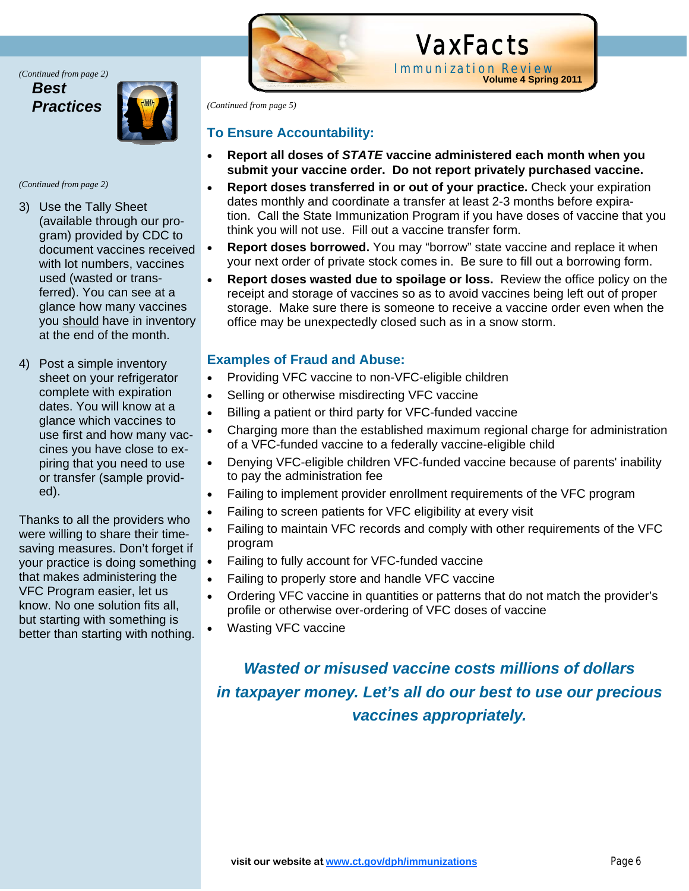(Continued from page 2)

## Best Practices

(Continued from page 2)

3) Use the Tally Sheet (available through our program) provided by CDC to document vaccines received with lot numbers, vaccines used (wasted or transferred). You can see at a glance how many vaccines you should have in inventory at the end of the month.

4) Post a simple inventory sheet on your refrigerator complete with expiration dates. You will know at a glance which vaccines to use first and how many vaccines you have close to expiring that you need to use or transfer (sample provided).

Thanks to all the providers who were willing to share their time-saving measures. Don't forget if your practice is doing something that makes administering the VFC Program easier, let us know. No one solution fits all, but starting with something is better than starting with nothing.

(Continued from page 5)

## To Ensure Accountability:

- **Report all doses of *STATE* vaccine administered each month when you submit your vaccine order. Do not report privately purchased vaccine.**
- **Report doses transferred in or out of your practice.** Check your expiration dates monthly and coordinate a transfer at least 2-3 months before expiration. Call the State Immunization Program if you have doses of vaccine that you think you will not use. Fill out a vaccine transfer form.
- **Report doses borrowed.** You may "borrow" state vaccine and replace it when your next order of private stock comes in. Be sure to fill out a borrowing form.
- **Report doses wasted due to spoilage or loss.** Review the office policy on the receipt and storage of vaccines so as to avoid vaccines being left out of proper storage. Make sure there is someone to receive a vaccine order even when the office may be unexpectedly closed such as in a snow storm.

## Examples of Fraud and Abuse:

- Providing VFC vaccine to non-VFC-eligible children
- Selling or otherwise misdirecting VFC vaccine
- Billing a patient or third party for VFC-funded vaccine
- Charging more than the established maximum regional charge for administration of a VFC-funded vaccine to a federally vaccine-eligible child
- Denying VFC-eligible children VFC-funded vaccine because of parents' inability to pay the administration fee
- Failing to implement provider enrollment requirements of the VFC program
- Failing to screen patients for VFC eligibility at every visit
- Failing to maintain VFC records and comply with other requirements of the VFC program
- Failing to fully account for VFC-funded vaccine
- Failing to properly store and handle VFC vaccine
- Ordering VFC vaccine in quantities or patterns that do not match the provider's profile or otherwise over-ordering of VFC doses of vaccine
- Wasting VFC vaccine

***Wasted or misused vaccine costs millions of dollars in taxpayer money. Let's all do our best to use our precious vaccines appropriately.***

**visit our website at [www.ct.gov/dph/immunizations](http://www.ct.gov/dph/immunizations)**